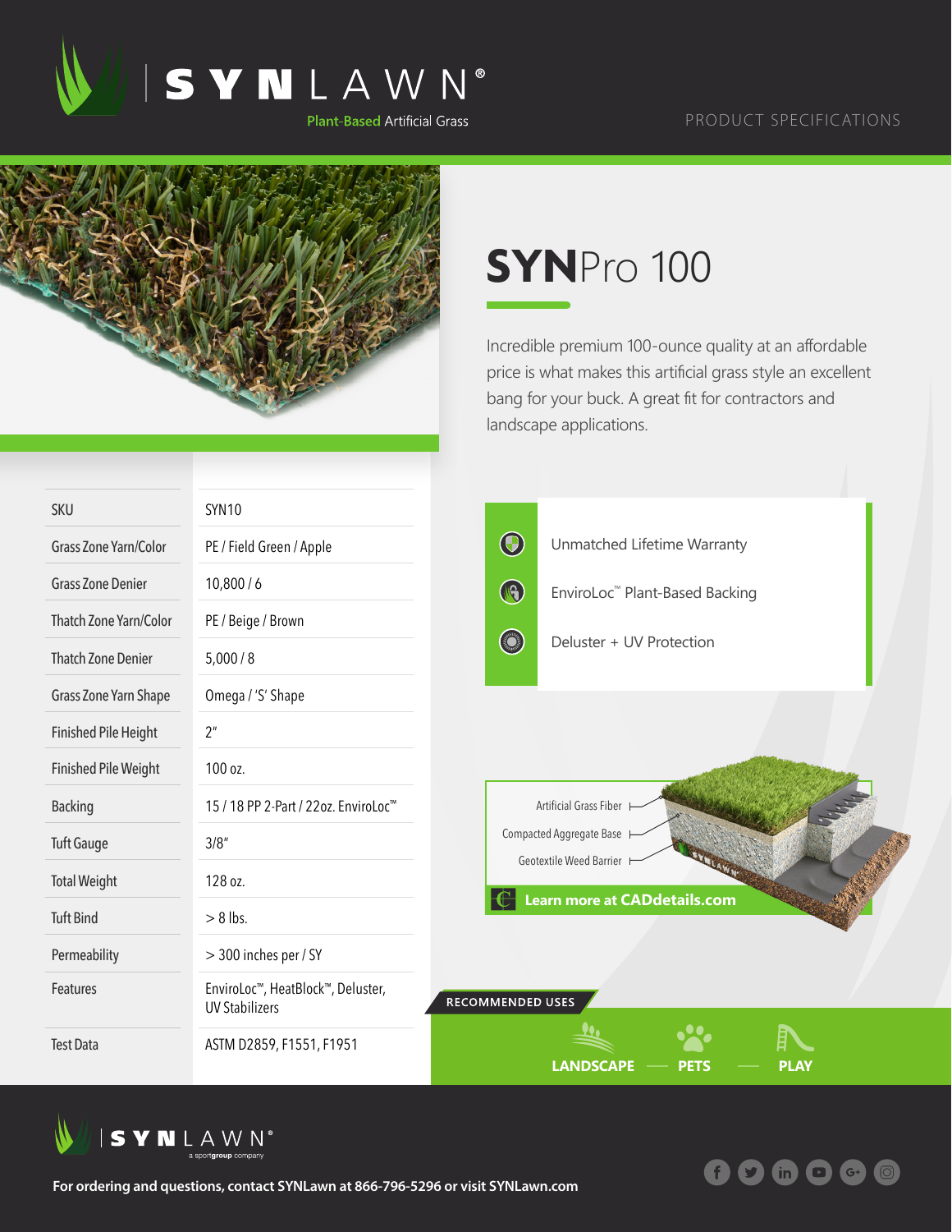# SYNLAWN®

Plant-Based Artificial Grass

PRODUCT SPECIFICATIONS

## SYNPro 100

Incredible premium 100-ounce quality at an affordable price is what makes this artificial grass style an excellent bang for your buck. A great fit for contractors and landscape applications.

| | |
|---|---|
| SKU | SYN10 |
| Grass Zone Yarn/Color | PE / Field Green / Apple |
| Grass Zone Denier | 10,800 / 6 |
| Thatch Zone Yarn/Color | PE / Beige / Brown |
| Thatch Zone Denier | 5,000 / 8 |
| Grass Zone Yarn Shape | Omega / 'S' Shape |
| Finished Pile Height | 2" |
| Finished Pile Weight | 100 oz. |
| Backing | 15 / 18 PP 2-Part / 22oz. EnviroLoc™ |
| Tuft Gauge | 3/8" |
| Total Weight | 128 oz. |
| Tuft Bind | > 8 lbs. |
| Permeability | > 300 inches per / SY |
| Features | EnviroLoc™, HeatBlock™, Deluster, UV Stabilizers |
| Test Data | ASTM D2859, F1551, F1951 |

- Unmatched Lifetime Warranty
- EnviroLoc™ Plant-Based Backing
- Deluster + UV Protection

Artificial Grass Fiber

Compacted Aggregate Base

Geotextile Weed Barrier

**Learn more at CADdetails.com**

RECOMMENDED USES

**LANDSCAPE — PETS — PLAY**

SYNLAWN® a sportgroup company

**For ordering and questions, contact SYNLawn at 866-796-5296 or visit SYNLawn.com**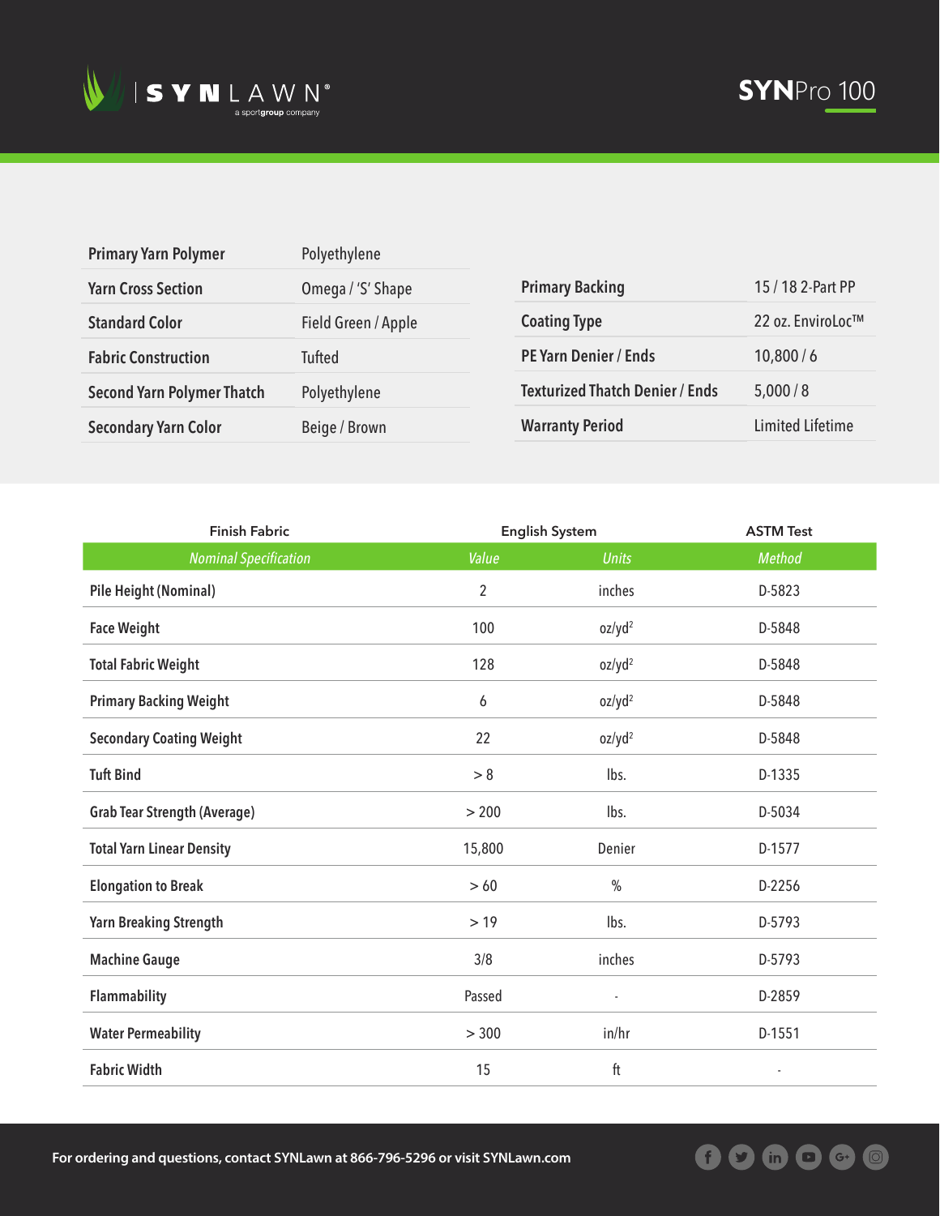SYNLAWN® a sportgroup company

# SYNPro 100

| | |
|---|---|
| Primary Yarn Polymer | Polyethylene |
| Yarn Cross Section | Omega / 'S' Shape |
| Standard Color | Field Green / Apple |
| Fabric Construction | Tufted |
| Second Yarn Polymer Thatch | Polyethylene |
| Secondary Yarn Color | Beige / Brown |

| | |
|---|---|
| Primary Backing | 15 / 18 2-Part PP |
| Coating Type | 22 oz. EnviroLoc™ |
| PE Yarn Denier / Ends | 10,800 / 6 |
| Texturized Thatch Denier / Ends | 5,000 / 8 |
| Warranty Period | Limited Lifetime |

| Finish Fabric | English System | | ASTM Test |
|---|---|---|---|
| *Nominal Specification* | *Value* | *Units* | *Method* |
| Pile Height (Nominal) | 2 | inches | D-5823 |
| Face Weight | 100 | oz/yd$^2$ | D-5848 |
| Total Fabric Weight | 128 | oz/yd$^2$ | D-5848 |
| Primary Backing Weight | 6 | oz/yd$^2$ | D-5848 |
| Secondary Coating Weight | 22 | oz/yd$^2$ | D-5848 |
| Tuft Bind | > 8 | lbs. | D-1335 |
| Grab Tear Strength (Average) | > 200 | lbs. | D-5034 |
| Total Yarn Linear Density | 15,800 | Denier | D-1577 |
| Elongation to Break | > 60 | % | D-2256 |
| Yarn Breaking Strength | > 19 | lbs. | D-5793 |
| Machine Gauge | 3/8 | inches | D-5793 |
| Flammability | Passed | - | D-2859 |
| Water Permeability | > 300 | in/hr | D-1551 |
| Fabric Width | 15 | ft | - |

For ordering and questions, contact SYNLawn at 866-796-5296 or visit SYNLawn.com